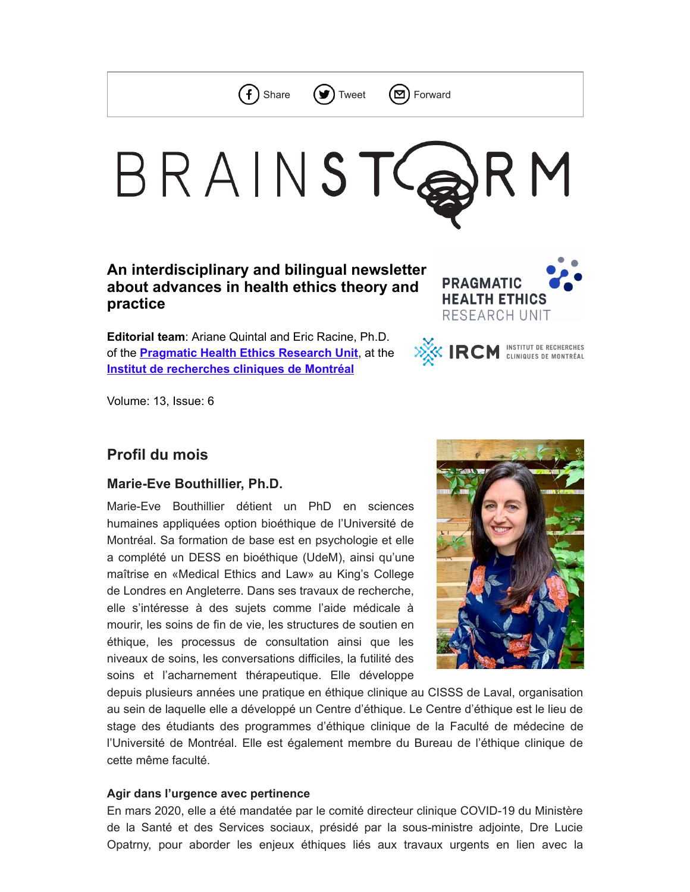Share Tweet Forward

# BRAINSTORM

**An interdisciplinary and bilingual newsletter about advances in health ethics theory and practice**

PRAGMATIC HEALTH ETHICS RESEARCH UNIT

IRCM INSTITUT DE RECHERCHES CLINIQUES DE MONTRÉAL

**Editorial team**: Ariane Quintal and Eric Racine, Ph.D. of the **[Pragmatic Health Ethics Research Unit]**, at the **[Institut de recherches cliniques de Montréal]**

Volume: 13, Issue: 6

## Profil du mois

### Marie-Eve Bouthillier, Ph.D.

Marie-Eve Bouthillier détient un PhD en sciences humaines appliquées option bioéthique de l'Université de Montréal. Sa formation de base est en psychologie et elle a complété un DESS en bioéthique (UdeM), ainsi qu'une maîtrise en «Medical Ethics and Law» au King's College de Londres en Angleterre. Dans ses travaux de recherche, elle s'intéresse à des sujets comme l'aide médicale à mourir, les soins de fin de vie, les structures de soutien en éthique, les processus de consultation ainsi que les niveaux de soins, les conversations difficiles, la futilité des soins et l'acharnement thérapeutique. Elle développe depuis plusieurs années une pratique en éthique clinique au CISSS de Laval, organisation au sein de laquelle elle a développé un Centre d'éthique. Le Centre d'éthique est le lieu de stage des étudiants des programmes d'éthique clinique de la Faculté de médecine de l'Université de Montréal. Elle est également membre du Bureau de l'éthique clinique de cette même faculté.

#### Agir dans l'urgence avec pertinence

En mars 2020, elle a été mandatée par le comité directeur clinique COVID-19 du Ministère de la Santé et des Services sociaux, présidé par la sous-ministre adjointe, Dre Lucie Opatrny, pour aborder les enjeux éthiques liés aux travaux urgents en lien avec la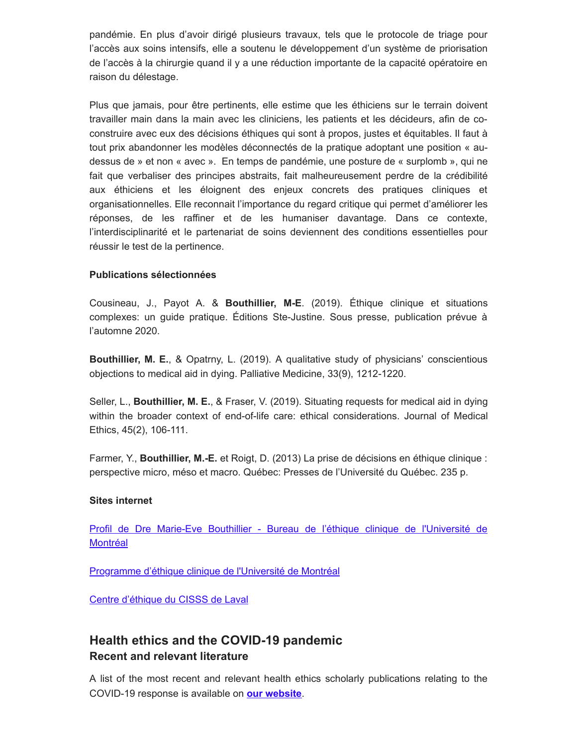pandémie. En plus d'avoir dirigé plusieurs travaux, tels que le protocole de triage pour l'accès aux soins intensifs, elle a soutenu le développement d'un système de priorisation de l'accès à la chirurgie quand il y a une réduction importante de la capacité opératoire en raison du délestage.

Plus que jamais, pour être pertinents, elle estime que les éthiciens sur le terrain doivent travailler main dans la main avec les cliniciens, les patients et les décideurs, afin de co-construire avec eux des décisions éthiques qui sont à propos, justes et équitables. Il faut à tout prix abandonner les modèles déconnectés de la pratique adoptant une position « au-dessus de » et non « avec ». En temps de pandémie, une posture de « surplomb », qui ne fait que verbaliser des principes abstraits, fait malheureusement perdre de la crédibilité aux éthiciens et les éloignent des enjeux concrets des pratiques cliniques et organisationnelles. Elle reconnait l'importance du regard critique qui permet d'améliorer les réponses, de les raffiner et de les humaniser davantage. Dans ce contexte, l'interdisciplinarité et le partenariat de soins deviennent des conditions essentielles pour réussir le test de la pertinence.

**Publications sélectionnées**

Cousineau, J., Payot A. & **Bouthillier, M-E**. (2019). Éthique clinique et situations complexes: un guide pratique. Éditions Ste-Justine. Sous presse, publication prévue à l'automne 2020.

**Bouthillier, M. E.**, & Opatrny, L. (2019). A qualitative study of physicians' conscientious objections to medical aid in dying. Palliative Medicine, 33(9), 1212-1220.

Seller, L., **Bouthillier, M. E.**, & Fraser, V. (2019). Situating requests for medical aid in dying within the broader context of end-of-life care: ethical considerations. Journal of Medical Ethics, 45(2), 106-111.

Farmer, Y., **Bouthillier, M.-E.** et Roigt, D. (2013) La prise de décisions en éthique clinique : perspective micro, méso et macro. Québec: Presses de l'Université du Québec. 235 p.

**Sites internet**

[Profil de Dre Marie-Eve Bouthillier - Bureau de l'éthique clinique de l'Université de Montréal]()

[Programme d'éthique clinique de l'Université de Montréal]()

[Centre d'éthique du CISSS de Laval]()

## Health ethics and the COVID-19 pandemic
### Recent and relevant literature

A list of the most recent and relevant health ethics scholarly publications relating to the COVID-19 response is available on **[our website]()**.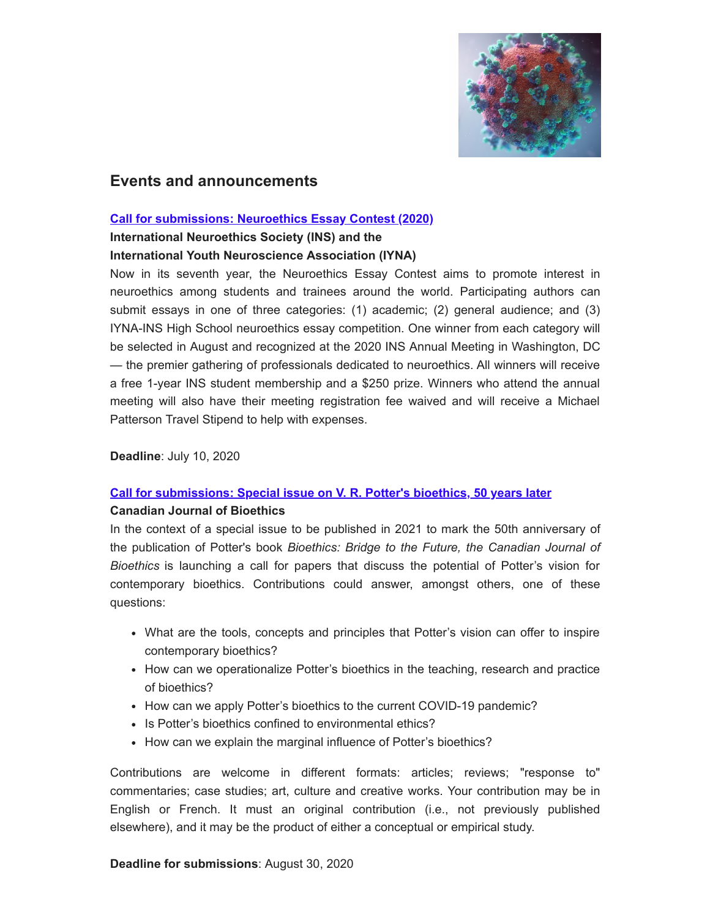## Events and announcements

**[Call for submissions: Neuroethics Essay Contest (2020)]**

**International Neuroethics Society (INS) and the International Youth Neuroscience Association (IYNA)**

Now in its seventh year, the Neuroethics Essay Contest aims to promote interest in neuroethics among students and trainees around the world. Participating authors can submit essays in one of three categories: (1) academic; (2) general audience; and (3) IYNA-INS High School neuroethics essay competition. One winner from each category will be selected in August and recognized at the 2020 INS Annual Meeting in Washington, DC — the premier gathering of professionals dedicated to neuroethics. All winners will receive a free 1-year INS student membership and a $250 prize. Winners who attend the annual meeting will also have their meeting registration fee waived and will receive a Michael Patterson Travel Stipend to help with expenses.

**Deadline**: July 10, 2020

**[Call for submissions: Special issue on V. R. Potter's bioethics, 50 years later]**

**Canadian Journal of Bioethics**

In the context of a special issue to be published in 2021 to mark the 50th anniversary of the publication of Potter's book *Bioethics: Bridge to the Future, the Canadian Journal of Bioethics* is launching a call for papers that discuss the potential of Potter's vision for contemporary bioethics. Contributions could answer, amongst others, one of these questions:

- What are the tools, concepts and principles that Potter's vision can offer to inspire contemporary bioethics?
- How can we operationalize Potter's bioethics in the teaching, research and practice of bioethics?
- How can we apply Potter's bioethics to the current COVID-19 pandemic?
- Is Potter's bioethics confined to environmental ethics?
- How can we explain the marginal influence of Potter's bioethics?

Contributions are welcome in different formats: articles; reviews; "response to" commentaries; case studies; art, culture and creative works. Your contribution may be in English or French. It must an original contribution (i.e., not previously published elsewhere), and it may be the product of either a conceptual or empirical study.

**Deadline for submissions**: August 30, 2020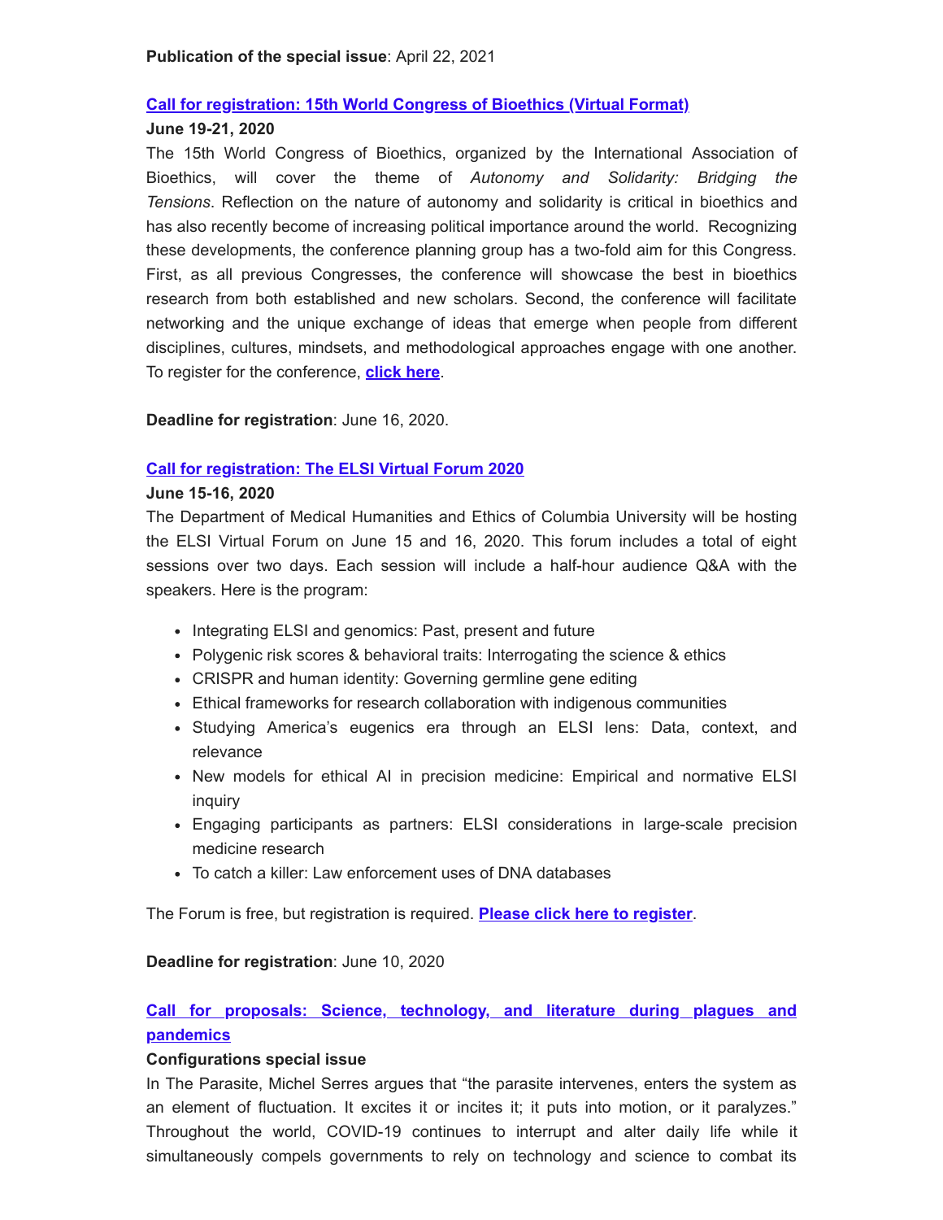**Publication of the special issue**: April 22, 2021

**Call for registration: 15th World Congress of Bioethics (Virtual Format)**

**June 19-21, 2020**

The 15th World Congress of Bioethics, organized by the International Association of Bioethics, will cover the theme of *Autonomy and Solidarity: Bridging the Tensions*. Reflection on the nature of autonomy and solidarity is critical in bioethics and has also recently become of increasing political importance around the world. Recognizing these developments, the conference planning group has a two-fold aim for this Congress. First, as all previous Congresses, the conference will showcase the best in bioethics research from both established and new scholars. Second, the conference will facilitate networking and the unique exchange of ideas that emerge when people from different disciplines, cultures, mindsets, and methodological approaches engage with one another. To register for the conference, **click here**.

**Deadline for registration**: June 16, 2020.

**Call for registration: The ELSI Virtual Forum 2020**

**June 15-16, 2020**

The Department of Medical Humanities and Ethics of Columbia University will be hosting the ELSI Virtual Forum on June 15 and 16, 2020. This forum includes a total of eight sessions over two days. Each session will include a half-hour audience Q&A with the speakers. Here is the program:

- Integrating ELSI and genomics: Past, present and future
- Polygenic risk scores & behavioral traits: Interrogating the science & ethics
- CRISPR and human identity: Governing germline gene editing
- Ethical frameworks for research collaboration with indigenous communities
- Studying America's eugenics era through an ELSI lens: Data, context, and relevance
- New models for ethical AI in precision medicine: Empirical and normative ELSI inquiry
- Engaging participants as partners: ELSI considerations in large-scale precision medicine research
- To catch a killer: Law enforcement uses of DNA databases

The Forum is free, but registration is required. **Please click here to register**.

**Deadline for registration**: June 10, 2020

**Call for proposals: Science, technology, and literature during plagues and pandemics**

**Configurations special issue**

In The Parasite, Michel Serres argues that "the parasite intervenes, enters the system as an element of fluctuation. It excites it or incites it; it puts into motion, or it paralyzes." Throughout the world, COVID-19 continues to interrupt and alter daily life while it simultaneously compels governments to rely on technology and science to combat its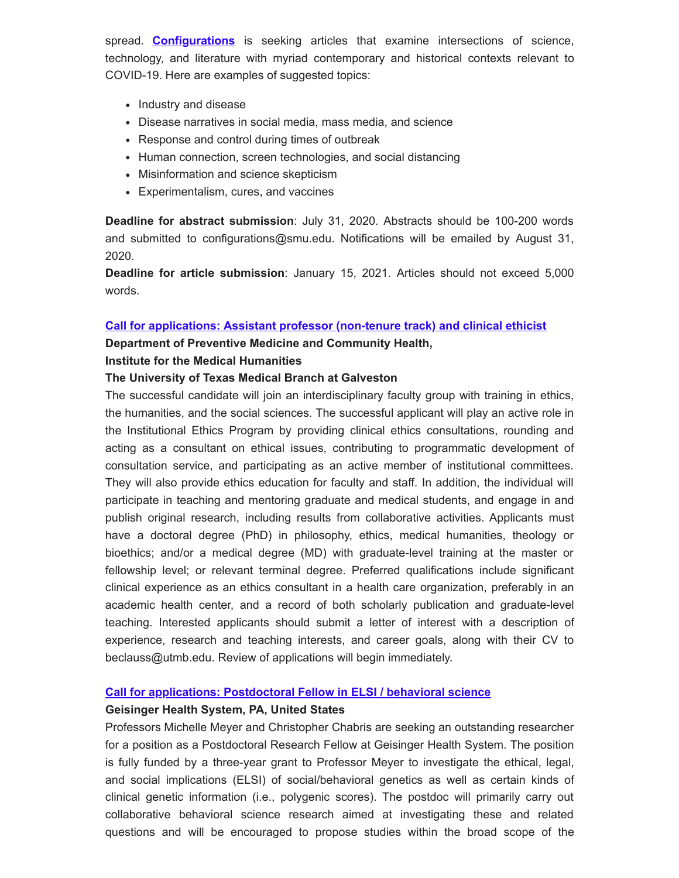spread. **[Configurations]** is seeking articles that examine intersections of science, technology, and literature with myriad contemporary and historical contexts relevant to COVID-19. Here are examples of suggested topics:

- Industry and disease
- Disease narratives in social media, mass media, and science
- Response and control during times of outbreak
- Human connection, screen technologies, and social distancing
- Misinformation and science skepticism
- Experimentalism, cures, and vaccines

**Deadline for abstract submission**: July 31, 2020. Abstracts should be 100-200 words and submitted to configurations@smu.edu. Notifications will be emailed by August 31, 2020.

**Deadline for article submission**: January 15, 2021. Articles should not exceed 5,000 words.

### Call for applications: Assistant professor (non-tenure track) and clinical ethicist

**Department of Preventive Medicine and Community Health,**
**Institute for the Medical Humanities**
**The University of Texas Medical Branch at Galveston**

The successful candidate will join an interdisciplinary faculty group with training in ethics, the humanities, and the social sciences. The successful applicant will play an active role in the Institutional Ethics Program by providing clinical ethics consultations, rounding and acting as a consultant on ethical issues, contributing to programmatic development of consultation service, and participating as an active member of institutional committees. They will also provide ethics education for faculty and staff. In addition, the individual will participate in teaching and mentoring graduate and medical students, and engage in and publish original research, including results from collaborative activities. Applicants must have a doctoral degree (PhD) in philosophy, ethics, medical humanities, theology or bioethics; and/or a medical degree (MD) with graduate-level training at the master or fellowship level; or relevant terminal degree. Preferred qualifications include significant clinical experience as an ethics consultant in a health care organization, preferably in an academic health center, and a record of both scholarly publication and graduate-level teaching. Interested applicants should submit a letter of interest with a description of experience, research and teaching interests, and career goals, along with their CV to beclauss@utmb.edu. Review of applications will begin immediately.

### Call for applications: Postdoctoral Fellow in ELSI / behavioral science

**Geisinger Health System, PA, United States**

Professors Michelle Meyer and Christopher Chabris are seeking an outstanding researcher for a position as a Postdoctoral Research Fellow at Geisinger Health System. The position is fully funded by a three-year grant to Professor Meyer to investigate the ethical, legal, and social implications (ELSI) of social/behavioral genetics as well as certain kinds of clinical genetic information (i.e., polygenic scores). The postdoc will primarily carry out collaborative behavioral science research aimed at investigating these and related questions and will be encouraged to propose studies within the broad scope of the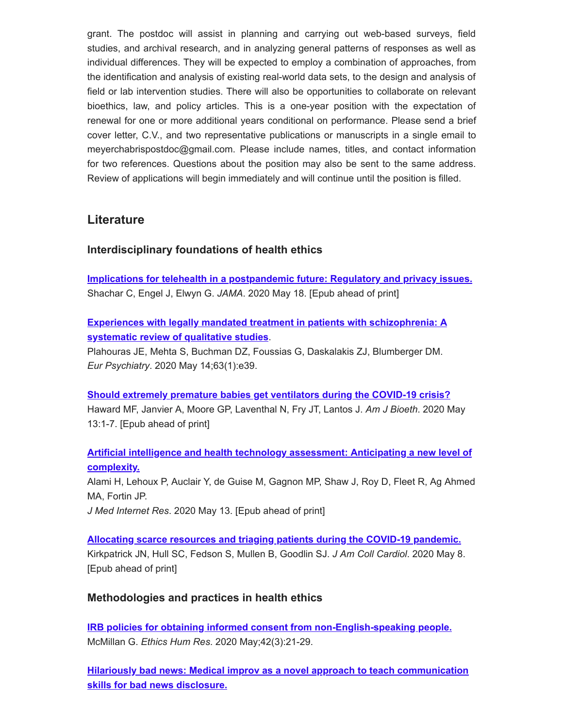grant. The postdoc will assist in planning and carrying out web-based surveys, field studies, and archival research, and in analyzing general patterns of responses as well as individual differences. They will be expected to employ a combination of approaches, from the identification and analysis of existing real-world data sets, to the design and analysis of field or lab intervention studies. There will also be opportunities to collaborate on relevant bioethics, law, and policy articles. This is a one-year position with the expectation of renewal for one or more additional years conditional on performance. Please send a brief cover letter, C.V., and two representative publications or manuscripts in a single email to meyerchabrispostdoc@gmail.com. Please include names, titles, and contact information for two references. Questions about the position may also be sent to the same address. Review of applications will begin immediately and will continue until the position is filled.

## Literature

### Interdisciplinary foundations of health ethics

**Implications for telehealth in a postpandemic future: Regulatory and privacy issues.**
Shachar C, Engel J, Elwyn G. *JAMA*. 2020 May 18. [Epub ahead of print]

**Experiences with legally mandated treatment in patients with schizophrenia: A systematic review of qualitative studies**.
Plahouras JE, Mehta S, Buchman DZ, Foussias G, Daskalakis ZJ, Blumberger DM. *Eur Psychiatry*. 2020 May 14;63(1):e39.

**Should extremely premature babies get ventilators during the COVID-19 crisis?**
Haward MF, Janvier A, Moore GP, Laventhal N, Fry JT, Lantos J. *Am J Bioeth*. 2020 May 13:1-7. [Epub ahead of print]

**Artificial intelligence and health technology assessment: Anticipating a new level of complexity.**
Alami H, Lehoux P, Auclair Y, de Guise M, Gagnon MP, Shaw J, Roy D, Fleet R, Ag Ahmed MA, Fortin JP.
*J Med Internet Res*. 2020 May 13. [Epub ahead of print]

**Allocating scarce resources and triaging patients during the COVID-19 pandemic.**
Kirkpatrick JN, Hull SC, Fedson S, Mullen B, Goodlin SJ. *J Am Coll Cardiol*. 2020 May 8. [Epub ahead of print]

### Methodologies and practices in health ethics

**IRB policies for obtaining informed consent from non-English-speaking people.**
McMillan G. *Ethics Hum Res*. 2020 May;42(3):21-29.

**Hilariously bad news: Medical improv as a novel approach to teach communication skills for bad news disclosure.**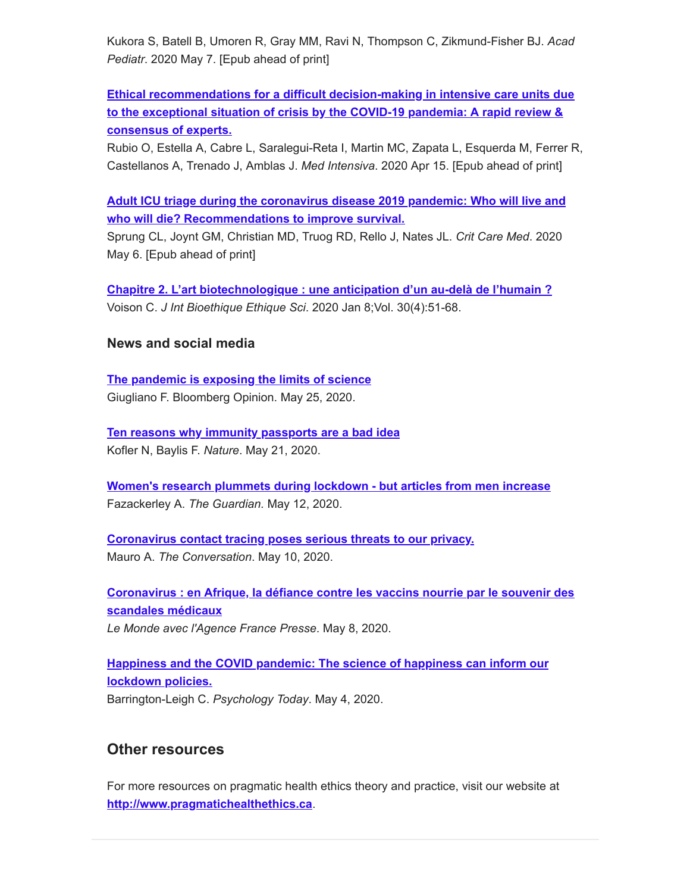Kukora S, Batell B, Umoren R, Gray MM, Ravi N, Thompson C, Zikmund-Fisher BJ. *Acad Pediatr*. 2020 May 7. [Epub ahead of print]

**Ethical recommendations for a difficult decision-making in intensive care units due to the exceptional situation of crisis by the COVID-19 pandemia: A rapid review & consensus of experts.**
Rubio O, Estella A, Cabre L, Saralegui-Reta I, Martin MC, Zapata L, Esquerda M, Ferrer R, Castellanos A, Trenado J, Amblas J. *Med Intensiva*. 2020 Apr 15. [Epub ahead of print]

**Adult ICU triage during the coronavirus disease 2019 pandemic: Who will live and who will die? Recommendations to improve survival.**
Sprung CL, Joynt GM, Christian MD, Truog RD, Rello J, Nates JL. *Crit Care Med*. 2020 May 6. [Epub ahead of print]

**Chapitre 2. L'art biotechnologique : une anticipation d'un au-delà de l'humain ?**
Voison C. *J Int Bioethique Ethique Sci*. 2020 Jan 8;Vol. 30(4):51-68.

### News and social media

**The pandemic is exposing the limits of science**
Giugliano F. Bloomberg Opinion. May 25, 2020.

**Ten reasons why immunity passports are a bad idea**
Kofler N, Baylis F. *Nature*. May 21, 2020.

**Women's research plummets during lockdown - but articles from men increase**
Fazackerley A. *The Guardian*. May 12, 2020.

**Coronavirus contact tracing poses serious threats to our privacy.**
Mauro A. *The Conversation*. May 10, 2020.

**Coronavirus : en Afrique, la défiance contre les vaccins nourrie par le souvenir des scandales médicaux**
*Le Monde avec l'Agence France Presse*. May 8, 2020.

**Happiness and the COVID pandemic: The science of happiness can inform our lockdown policies.**
Barrington-Leigh C. *Psychology Today*. May 4, 2020.

## Other resources

For more resources on pragmatic health ethics theory and practice, visit our website at **http://www.pragmatichealthethics.ca**.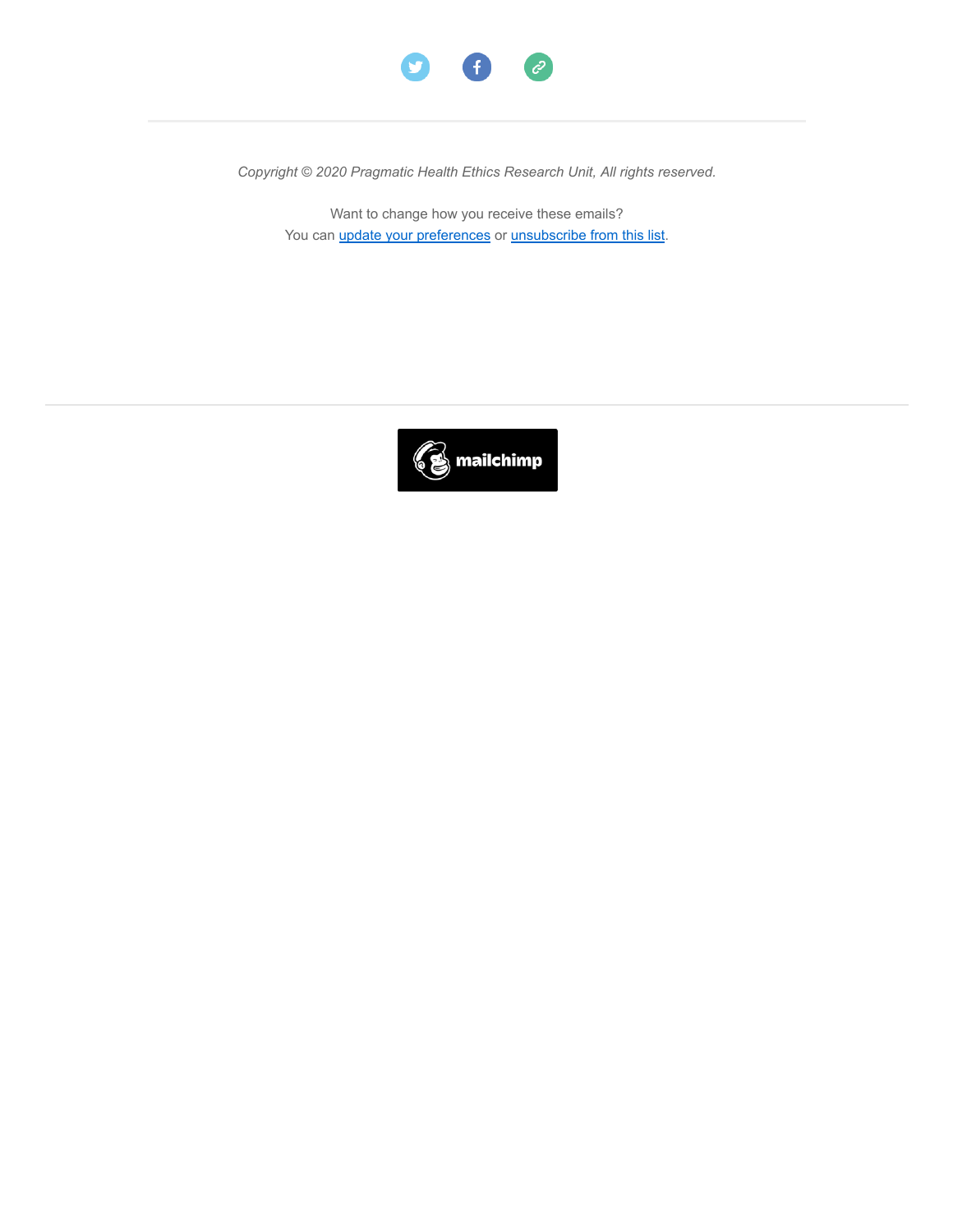*Copyright © 2020 Pragmatic Health Ethics Research Unit, All rights reserved.*

Want to change how you receive these emails?
You can update your preferences or unsubscribe from this list.